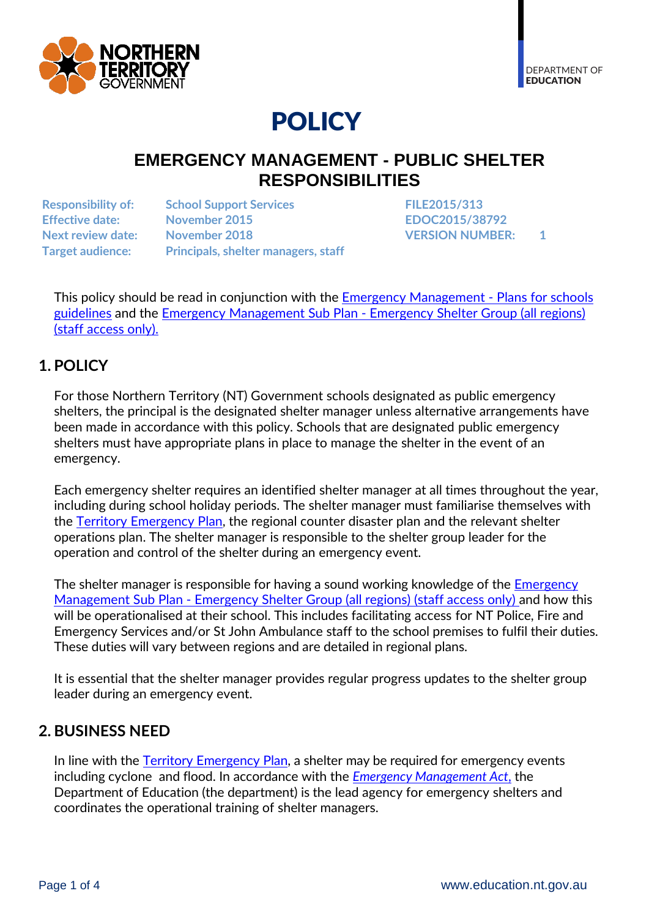DEPARTMENT OF **EDUCATION**

# POLICY

## EMERGENCY MANAGEMENT - PUBLIC SHELTER RESPONSIBILITIES

| | | | |
|---|---|---|---|
| **Responsibility of:** | **School Support Services** | **FILE2015/313** | |
| **Effective date:** | **November 2015** | **EDOC2015/38792** | |
| **Next review date:** | **November 2018** | **VERSION NUMBER:** | **1** |
| **Target audience:** | **Principals, shelter managers, staff** | | |

This policy should be read in conjunction with the Emergency Management - Plans for schools guidelines and the Emergency Management Sub Plan - Emergency Shelter Group (all regions) (staff access only).

## 1. POLICY

For those Northern Territory (NT) Government schools designated as public emergency shelters, the principal is the designated shelter manager unless alternative arrangements have been made in accordance with this policy. Schools that are designated public emergency shelters must have appropriate plans in place to manage the shelter in the event of an emergency.

Each emergency shelter requires an identified shelter manager at all times throughout the year, including during school holiday periods. The shelter manager must familiarise themselves with the Territory Emergency Plan, the regional counter disaster plan and the relevant shelter operations plan. The shelter manager is responsible to the shelter group leader for the operation and control of the shelter during an emergency event.

The shelter manager is responsible for having a sound working knowledge of the Emergency Management Sub Plan - Emergency Shelter Group (all regions) (staff access only) and how this will be operationalised at their school. This includes facilitating access for NT Police, Fire and Emergency Services and/or St John Ambulance staff to the school premises to fulfil their duties. These duties will vary between regions and are detailed in regional plans.

It is essential that the shelter manager provides regular progress updates to the shelter group leader during an emergency event.

## 2. BUSINESS NEED

In line with the Territory Emergency Plan, a shelter may be required for emergency events including cyclone and flood. In accordance with the *Emergency Management Act*, the Department of Education (the department) is the lead agency for emergency shelters and coordinates the operational training of shelter managers.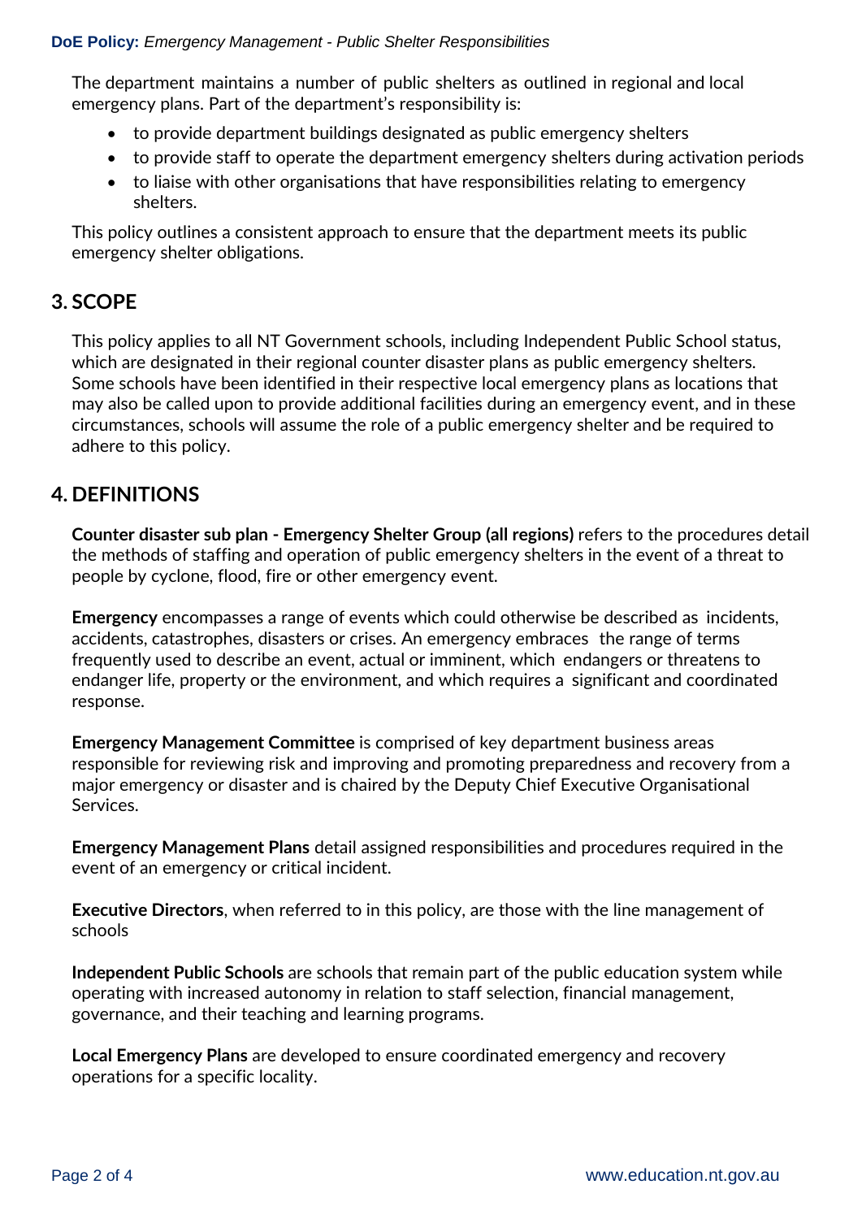The department maintains a number of public shelters as outlined in regional and local emergency plans. Part of the department's responsibility is:

- to provide department buildings designated as public emergency shelters
- to provide staff to operate the department emergency shelters during activation periods
- to liaise with other organisations that have responsibilities relating to emergency shelters.

This policy outlines a consistent approach to ensure that the department meets its public emergency shelter obligations.

## 3. SCOPE

This policy applies to all NT Government schools, including Independent Public School status, which are designated in their regional counter disaster plans as public emergency shelters. Some schools have been identified in their respective local emergency plans as locations that may also be called upon to provide additional facilities during an emergency event, and in these circumstances, schools will assume the role of a public emergency shelter and be required to adhere to this policy.

## 4. DEFINITIONS

**Counter disaster sub plan - Emergency Shelter Group (all regions)** refers to the procedures detail the methods of staffing and operation of public emergency shelters in the event of a threat to people by cyclone, flood, fire or other emergency event.

**Emergency** encompasses a range of events which could otherwise be described as incidents, accidents, catastrophes, disasters or crises. An emergency embraces the range of terms frequently used to describe an event, actual or imminent, which endangers or threatens to endanger life, property or the environment, and which requires a significant and coordinated response.

**Emergency Management Committee** is comprised of key department business areas responsible for reviewing risk and improving and promoting preparedness and recovery from a major emergency or disaster and is chaired by the Deputy Chief Executive Organisational Services.

**Emergency Management Plans** detail assigned responsibilities and procedures required in the event of an emergency or critical incident.

**Executive Directors**, when referred to in this policy, are those with the line management of schools

**Independent Public Schools** are schools that remain part of the public education system while operating with increased autonomy in relation to staff selection, financial management, governance, and their teaching and learning programs.

**Local Emergency Plans** are developed to ensure coordinated emergency and recovery operations for a specific locality.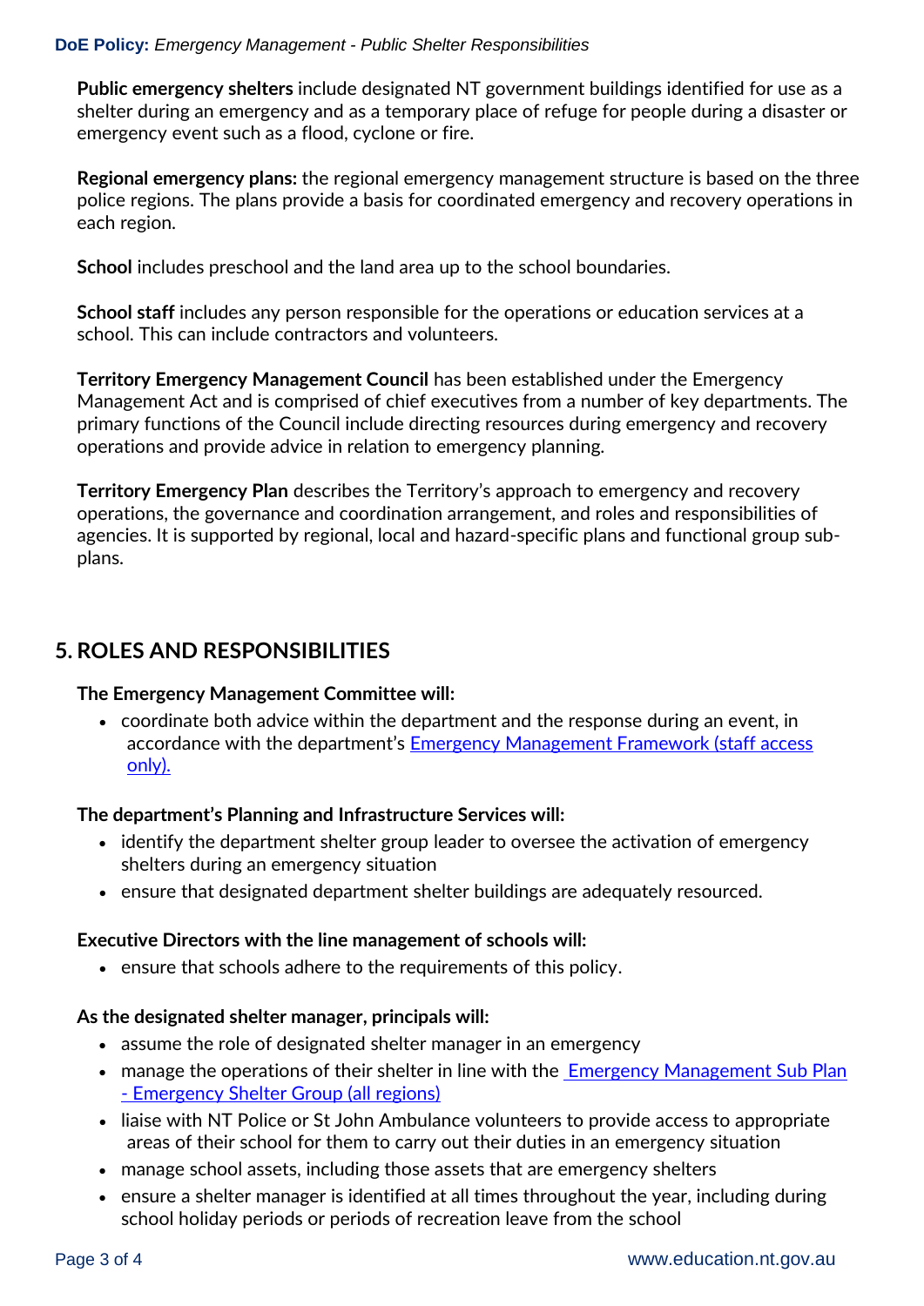**Public emergency shelters** include designated NT government buildings identified for use as a shelter during an emergency and as a temporary place of refuge for people during a disaster or emergency event such as a flood, cyclone or fire.

**Regional emergency plans:** the regional emergency management structure is based on the three police regions. The plans provide a basis for coordinated emergency and recovery operations in each region.

**School** includes preschool and the land area up to the school boundaries.

**School staff** includes any person responsible for the operations or education services at a school. This can include contractors and volunteers.

**Territory Emergency Management Council** has been established under the Emergency Management Act and is comprised of chief executives from a number of key departments. The primary functions of the Council include directing resources during emergency and recovery operations and provide advice in relation to emergency planning.

**Territory Emergency Plan** describes the Territory's approach to emergency and recovery operations, the governance and coordination arrangement, and roles and responsibilities of agencies. It is supported by regional, local and hazard-specific plans and functional group sub-plans.

## 5. ROLES AND RESPONSIBILITIES

**The Emergency Management Committee will:**

- coordinate both advice within the department and the response during an event, in accordance with the department's Emergency Management Framework (staff access only).

**The department's Planning and Infrastructure Services will:**

- identify the department shelter group leader to oversee the activation of emergency shelters during an emergency situation
- ensure that designated department shelter buildings are adequately resourced.

**Executive Directors with the line management of schools will:**

- ensure that schools adhere to the requirements of this policy.

**As the designated shelter manager, principals will:**

- assume the role of designated shelter manager in an emergency
- manage the operations of their shelter in line with the Emergency Management Sub Plan - Emergency Shelter Group (all regions)
- liaise with NT Police or St John Ambulance volunteers to provide access to appropriate areas of their school for them to carry out their duties in an emergency situation
- manage school assets, including those assets that are emergency shelters
- ensure a shelter manager is identified at all times throughout the year, including during school holiday periods or periods of recreation leave from the school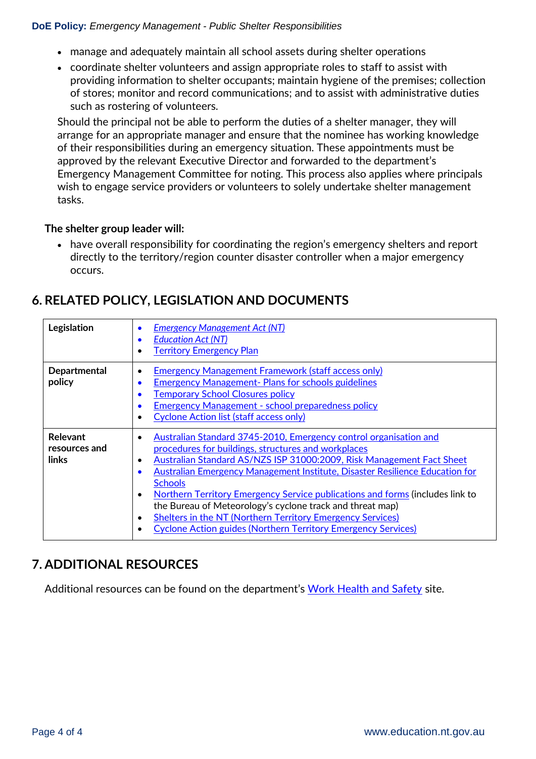- manage and adequately maintain all school assets during shelter operations
- coordinate shelter volunteers and assign appropriate roles to staff to assist with providing information to shelter occupants; maintain hygiene of the premises; collection of stores; monitor and record communications; and to assist with administrative duties such as rostering of volunteers.

Should the principal not be able to perform the duties of a shelter manager, they will arrange for an appropriate manager and ensure that the nominee has working knowledge of their responsibilities during an emergency situation. These appointments must be approved by the relevant Executive Director and forwarded to the department's Emergency Management Committee for noting. This process also applies where principals wish to engage service providers or volunteers to solely undertake shelter management tasks.

**The shelter group leader will:**

- have overall responsibility for coordinating the region's emergency shelters and report directly to the territory/region counter disaster controller when a major emergency occurs.

## 6. RELATED POLICY, LEGISLATION AND DOCUMENTS

| | |
|---|---|
| **Legislation** | • *Emergency Management Act (NT)*<br>• *Education Act (NT)*<br>• Territory Emergency Plan |
| **Departmental policy** | • Emergency Management Framework (staff access only)<br>• Emergency Management- Plans for schools guidelines<br>• Temporary School Closures policy<br>• Emergency Management - school preparedness policy<br>• Cyclone Action list (staff access only) |
| **Relevant resources and links** | • Australian Standard 3745-2010, Emergency control organisation and procedures for buildings, structures and workplaces<br>• Australian Standard AS/NZS ISP 31000:2009, Risk Management Fact Sheet<br>• Australian Emergency Management Institute, Disaster Resilience Education for Schools<br>• Northern Territory Emergency Service publications and forms (includes link to the Bureau of Meteorology's cyclone track and threat map)<br>• Shelters in the NT (Northern Territory Emergency Services)<br>• Cyclone Action guides (Northern Territory Emergency Services) |

## 7. ADDITIONAL RESOURCES

Additional resources can be found on the department's Work Health and Safety site.